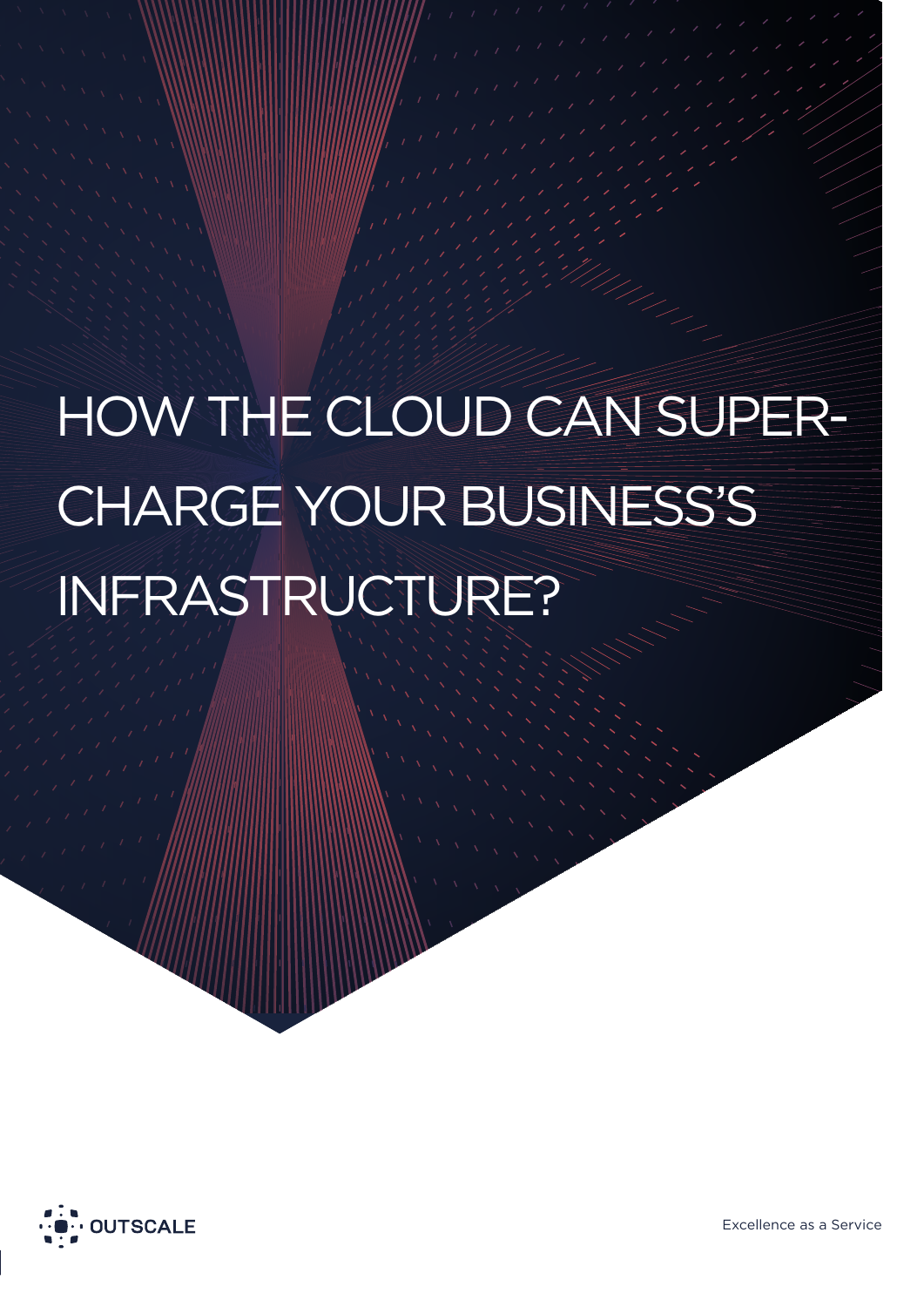# HOW THE CLOUD CAN SUPER-CHARGE YOUR BUSINESS'S INFRASTRUCTURE?

OUTSCALE

Excellence as a Service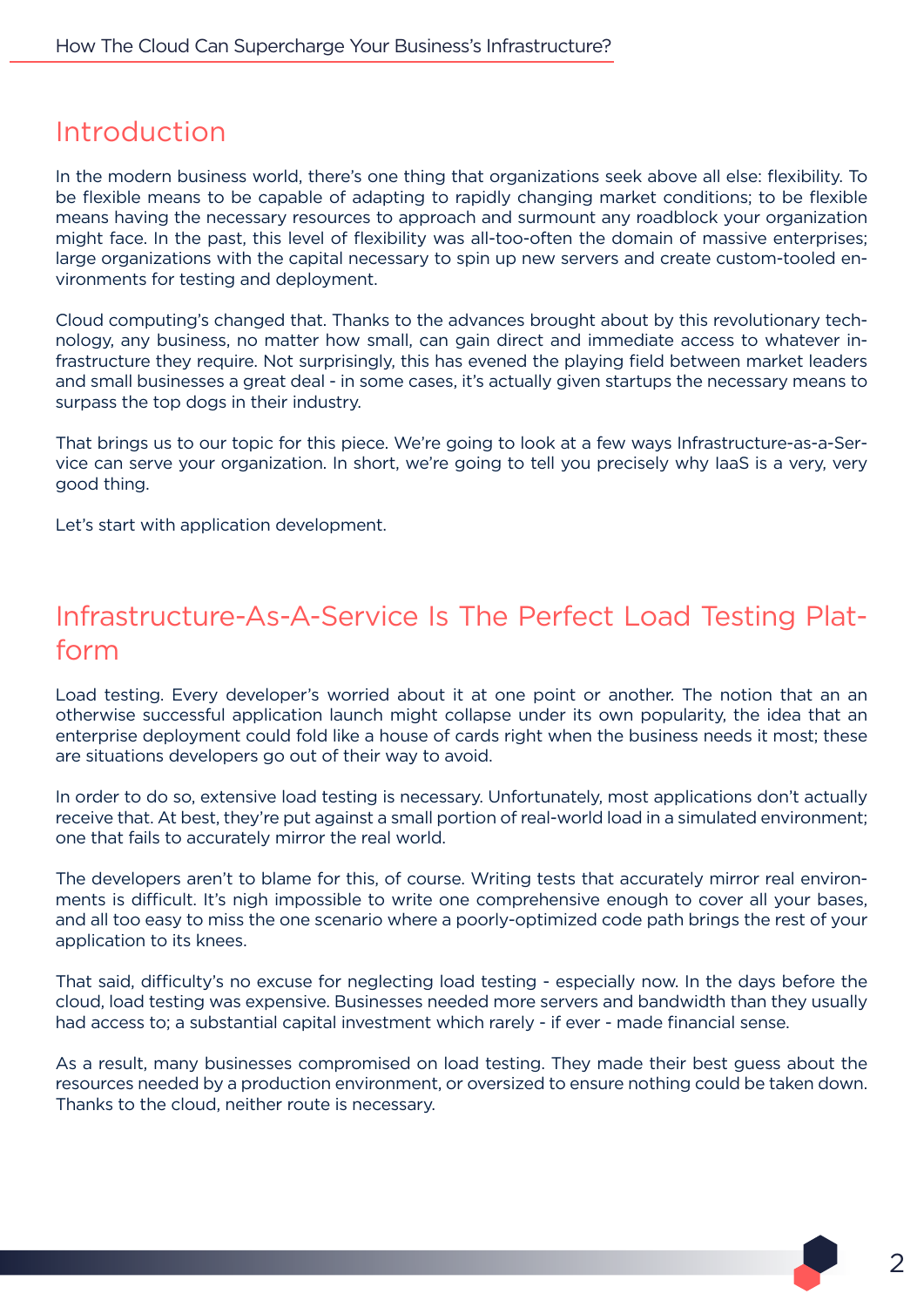## Introduction

In the modern business world, there's one thing that organizations seek above all else: flexibility. To be flexible means to be capable of adapting to rapidly changing market conditions; to be flexible means having the necessary resources to approach and surmount any roadblock your organization might face. In the past, this level of flexibility was all-too-often the domain of massive enterprises; large organizations with the capital necessary to spin up new servers and create custom-tooled environments for testing and deployment.

Cloud computing's changed that. Thanks to the advances brought about by this revolutionary technology, any business, no matter how small, can gain direct and immediate access to whatever infrastructure they require. Not surprisingly, this has evened the playing field between market leaders and small businesses a great deal - in some cases, it's actually given startups the necessary means to surpass the top dogs in their industry.

That brings us to our topic for this piece. We're going to look at a few ways Infrastructure-as-a-Service can serve your organization. In short, we're going to tell you precisely why IaaS is a very, very good thing.

Let's start with application development.

## Infrastructure-As-A-Service Is The Perfect Load Testing Platform

Load testing. Every developer's worried about it at one point or another. The notion that an an otherwise successful application launch might collapse under its own popularity, the idea that an enterprise deployment could fold like a house of cards right when the business needs it most; these are situations developers go out of their way to avoid.

In order to do so, extensive load testing is necessary. Unfortunately, most applications don't actually receive that. At best, they're put against a small portion of real-world load in a simulated environment; one that fails to accurately mirror the real world.

The developers aren't to blame for this, of course. Writing tests that accurately mirror real environments is difficult. It's nigh impossible to write one comprehensive enough to cover all your bases, and all too easy to miss the one scenario where a poorly-optimized code path brings the rest of your application to its knees.

That said, difficulty's no excuse for neglecting load testing - especially now. In the days before the cloud, load testing was expensive. Businesses needed more servers and bandwidth than they usually had access to; a substantial capital investment which rarely - if ever - made financial sense.

As a result, many businesses compromised on load testing. They made their best guess about the resources needed by a production environment, or oversized to ensure nothing could be taken down. Thanks to the cloud, neither route is necessary.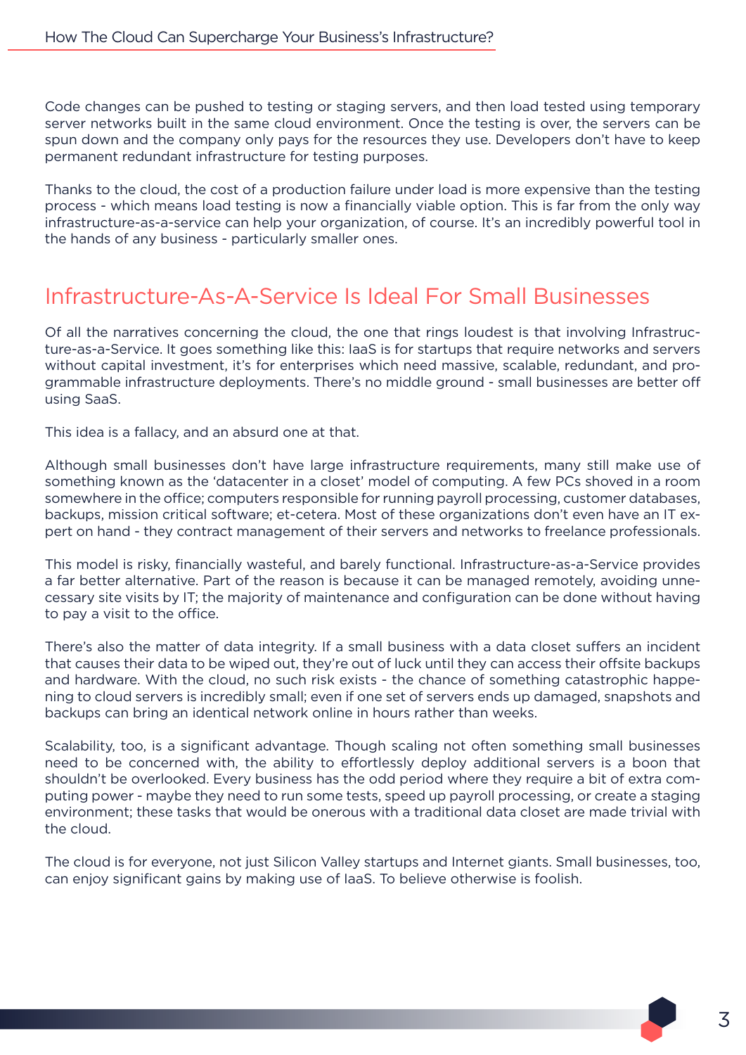Code changes can be pushed to testing or staging servers, and then load tested using temporary server networks built in the same cloud environment. Once the testing is over, the servers can be spun down and the company only pays for the resources they use. Developers don't have to keep permanent redundant infrastructure for testing purposes.

Thanks to the cloud, the cost of a production failure under load is more expensive than the testing process - which means load testing is now a financially viable option. This is far from the only way infrastructure-as-a-service can help your organization, of course. It's an incredibly powerful tool in the hands of any business - particularly smaller ones.

## Infrastructure-As-A-Service Is Ideal For Small Businesses

Of all the narratives concerning the cloud, the one that rings loudest is that involving Infrastructure-as-a-Service. It goes something like this: IaaS is for startups that require networks and servers without capital investment, it's for enterprises which need massive, scalable, redundant, and programmable infrastructure deployments. There's no middle ground - small businesses are better off using SaaS.

This idea is a fallacy, and an absurd one at that.

Although small businesses don't have large infrastructure requirements, many still make use of something known as the 'datacenter in a closet' model of computing. A few PCs shoved in a room somewhere in the office; computers responsible for running payroll processing, customer databases, backups, mission critical software; et-cetera. Most of these organizations don't even have an IT expert on hand - they contract management of their servers and networks to freelance professionals.

This model is risky, financially wasteful, and barely functional. Infrastructure-as-a-Service provides a far better alternative. Part of the reason is because it can be managed remotely, avoiding unnecessary site visits by IT; the majority of maintenance and configuration can be done without having to pay a visit to the office.

There's also the matter of data integrity. If a small business with a data closet suffers an incident that causes their data to be wiped out, they're out of luck until they can access their offsite backups and hardware. With the cloud, no such risk exists - the chance of something catastrophic happening to cloud servers is incredibly small; even if one set of servers ends up damaged, snapshots and backups can bring an identical network online in hours rather than weeks.

Scalability, too, is a significant advantage. Though scaling not often something small businesses need to be concerned with, the ability to effortlessly deploy additional servers is a boon that shouldn't be overlooked. Every business has the odd period where they require a bit of extra computing power - maybe they need to run some tests, speed up payroll processing, or create a staging environment; these tasks that would be onerous with a traditional data closet are made trivial with the cloud.

The cloud is for everyone, not just Silicon Valley startups and Internet giants. Small businesses, too, can enjoy significant gains by making use of IaaS. To believe otherwise is foolish.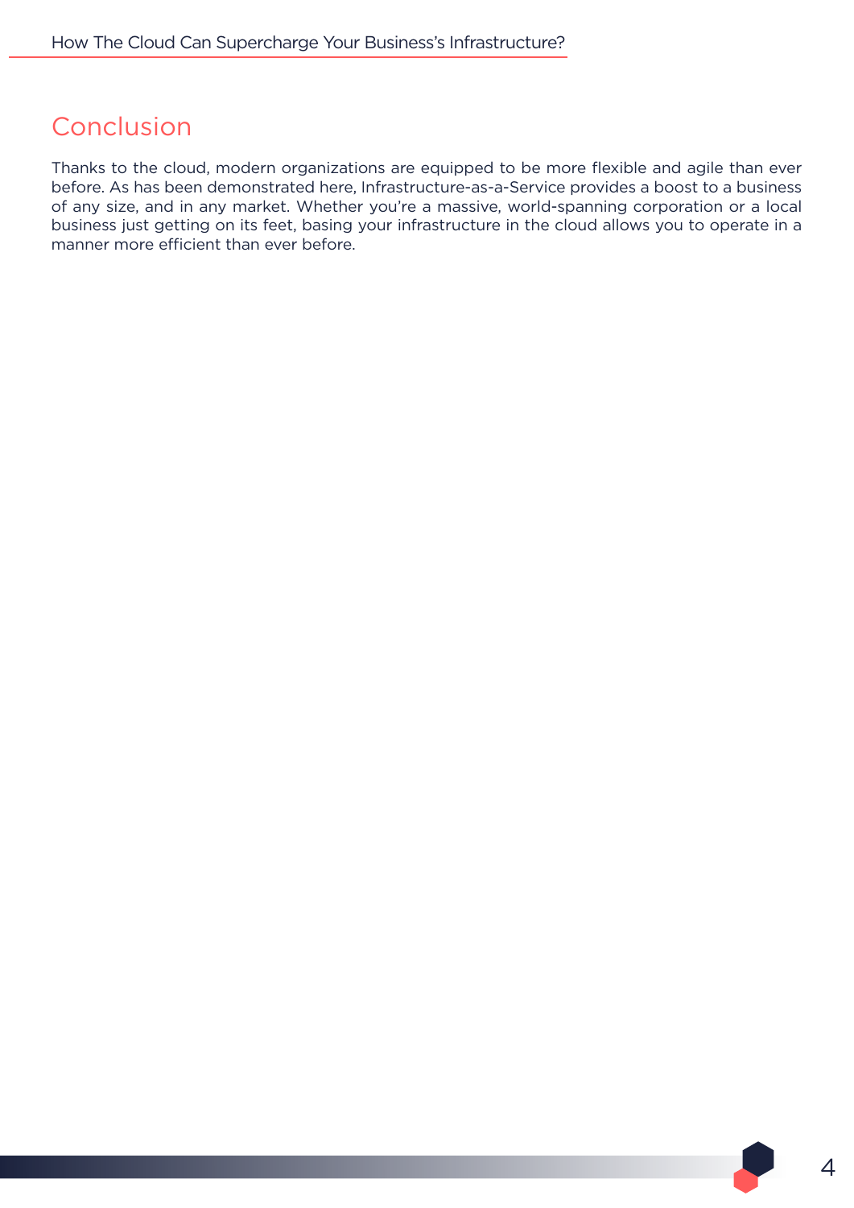## Conclusion

Thanks to the cloud, modern organizations are equipped to be more flexible and agile than ever before. As has been demonstrated here, Infrastructure-as-a-Service provides a boost to a business of any size, and in any market. Whether you're a massive, world-spanning corporation or a local business just getting on its feet, basing your infrastructure in the cloud allows you to operate in a manner more efficient than ever before.